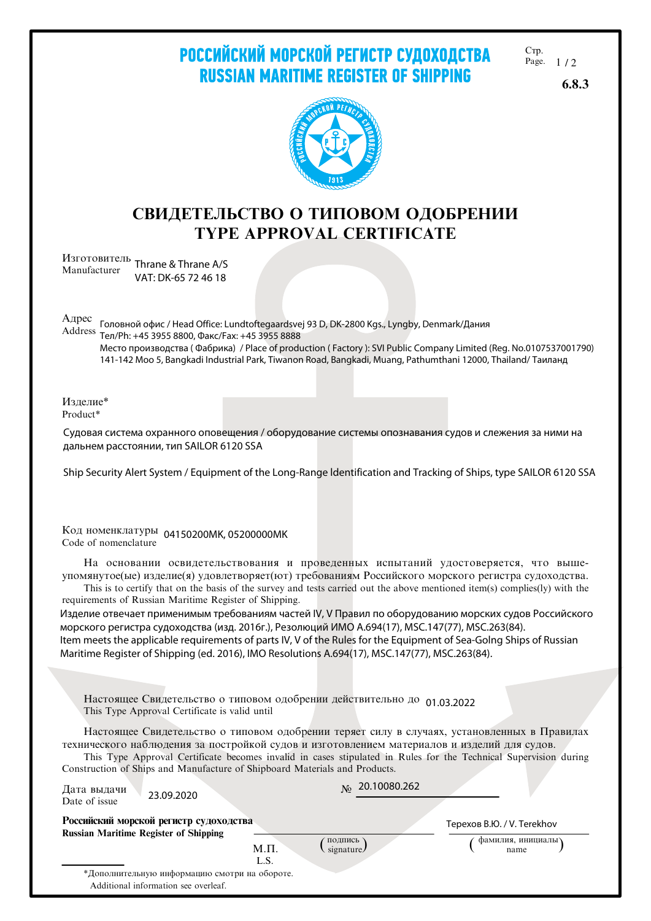# РОССИЙСКИЙ МОРСКОЙ РЕГИСТР СУДОХОДСТВА
# RUSSIAN MARITIME REGISTER OF SHIPPING

**6.8.3**

## СВИДЕТЕЛЬСТВО О ТИПОВОМ ОДОБРЕНИИ
## TYPE APPROVAL CERTIFICATE

Изготовитель / Manufacturer: Thrane & Thrane A/S
VAT: DK-65 72 46 18

Адрес / Address: Головной офис / Head Office: Lundtoftegaardsvej 93 D, DK-2800 Kgs., Lyngby, Denmark/Дания
Тел/Ph: +45 3955 8800, Факс/Fax: +45 3955 8888
Место производства ( Фабрика) / Place of production ( Factory ): SVI Public Company Limited (Reg. No.0107537001790)
141-142 Moo 5, Bangkadi Industrial Park, Tiwanon Road, Bangkadi, Muang, Pathumthani 12000, Thailand/ Таиланд

Изделие* / Product*

Судовая система охранного оповещения / оборудование системы опознавания судов и слежения за ними на дальнем расстоянии, тип SAILOR 6120 SSA

Ship Security Alert System / Equipment of the Long-Range Identification and Tracking of Ships, type SAILOR 6120 SSA

Код номенклатуры / Code of nomenclature: 04150200MK, 05200000MK

На основании освидетельствования и проведенных испытаний удостоверяется, что вышеупомянутое(ые) изделие(я) удовлетворяет(ют) требованиям Российского морского регистра судоходства.
This is to certify that on the basis of the survey and tests carried out the above mentioned item(s) complies(ly) with the requirements of Russian Maritime Register of Shipping.

Изделие отвечает применимым требованиям частей IV, V Правил по оборудованию морских судов Российского морского регистра судоходства (изд. 2016г.), Резолюций ИМО A.694(17), MSC.147(77), MSC.263(84).
Item meets the applicable requirements of parts IV, V of the Rules for the Equipment of Sea-Golng Ships of Russian Maritime Register of Shipping (ed. 2016), IMO Resolutions A.694(17), MSC.147(77), MSC.263(84).

Настоящее Свидетельство о типовом одобрении действительно до / This Type Approval Certificate is valid until: 01.03.2022

Настоящее Свидетельство о типовом одобрении теряет силу в случаях, установленных в Правилах технического наблюдения за постройкой судов и изготовлением материалов и изделий для судов.
This Type Approval Certificate becomes invalid in cases stipulated in Rules for the Technical Supervision during Construction of Ships and Manufacture of Shipboard Materials and Products.

Дата выдачи / Date of issue: 23.09.2020

№ 20.10080.262

**Российский морской регистр судоходства**
**Russian Maritime Register of Shipping**

М.П. / L.S.

(подпись / signature)

Терехов В.Ю. / V. Terekhov
(фамилия, инициалы / name)

*Дополнительную информацию смотри на обороте.
Additional information see overleaf.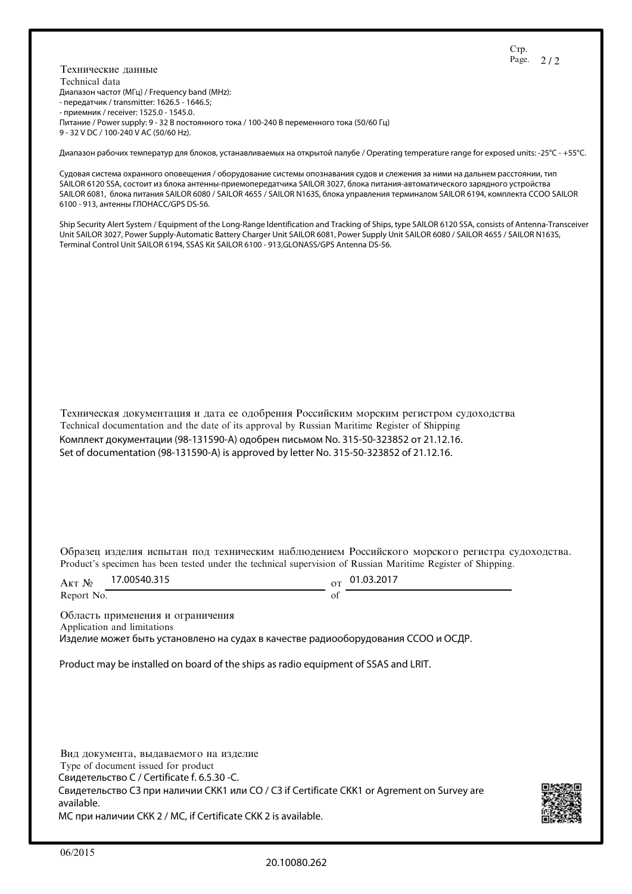## Технические данные
Technical data

Диапазон частот (МГц) / Frequency band (MHz):
- передатчик / transmitter: 1626.5 - 1646.5;
- приемник / receiver: 1525.0 - 1545.0.

Питание / Power supply: 9 - 32 В постоянного тока / 100-240 В переменного тока (50/60 Гц)
9 - 32 V DC / 100-240 V AC (50/60 Hz).

Диапазон рабочих температур для блоков, устанавливаемых на открытой палубе / Operating temperature range for exposed units: -25°С - +55°С.

Судовая система охранного оповещения / оборудование системы опознавания судов и слежения за ними на дальнем расстоянии, тип SAILOR 6120 SSA, состоит из блока антенны-приемопередатчика SAILOR 3027, блока питания-автоматического зарядного устройства SAILOR 6081, блока питания SAILOR 6080 / SAILOR 4655 / SAILOR N163S, блока управления терминалом SAILOR 6194, комплекта ССОО SAILOR 6100 - 913, антенны ГЛОНАСС/GPS DS-56.

Ship Security Alert System / Equipment of the Long-Range Identification and Tracking of Ships, type SAILOR 6120 SSA, consists of Antenna-Transceiver Unit SAILOR 3027, Power Supply-Automatic Battery Charger Unit SAILOR 6081, Power Supply Unit SAILOR 6080 / SAILOR 4655 / SAILOR N163S, Terminal Control Unit SAILOR 6194, SSAS Kit SAILOR 6100 - 913,GLONASS/GPS Antenna DS-56.

## Техническая документация и дата ее одобрения Российским морским регистром судоходства
Technical documentation and the date of its approval by Russian Maritime Register of Shipping

Комплект документации (98-131590-A) одобрен письмом No. 315-50-323852 от 21.12.16.
Set of documentation (98-131590-A) is approved by letter No. 315-50-323852 of 21.12.16.

Образец изделия испытан под техническим наблюдением Российского морского регистра судоходства.
Product's specimen has been tested under the technical supervision of Russian Maritime Register of Shipping.

Акт № / Report No. 17.00540.315 от / of 01.03.2017

## Область применения и ограничения
Application and limitations

Изделие может быть установлено на судах в качестве радиооборудования ССОО и ОСДР.

Product may be installed on board of the ships as radio equipment of SSAS and LRIT.

## Вид документа, выдаваемого на изделие
Type of document issued for product

Свидетельство С / Certificate f. 6.5.30 -C.
Свидетельство СЗ при наличии СКК1 или СО / C3 if Certificate CKK1 or Agrement on Survey are available.
МС при наличии СКК 2 / MC, if Certificate CKK 2 is available.

06/2015

20.10080.262